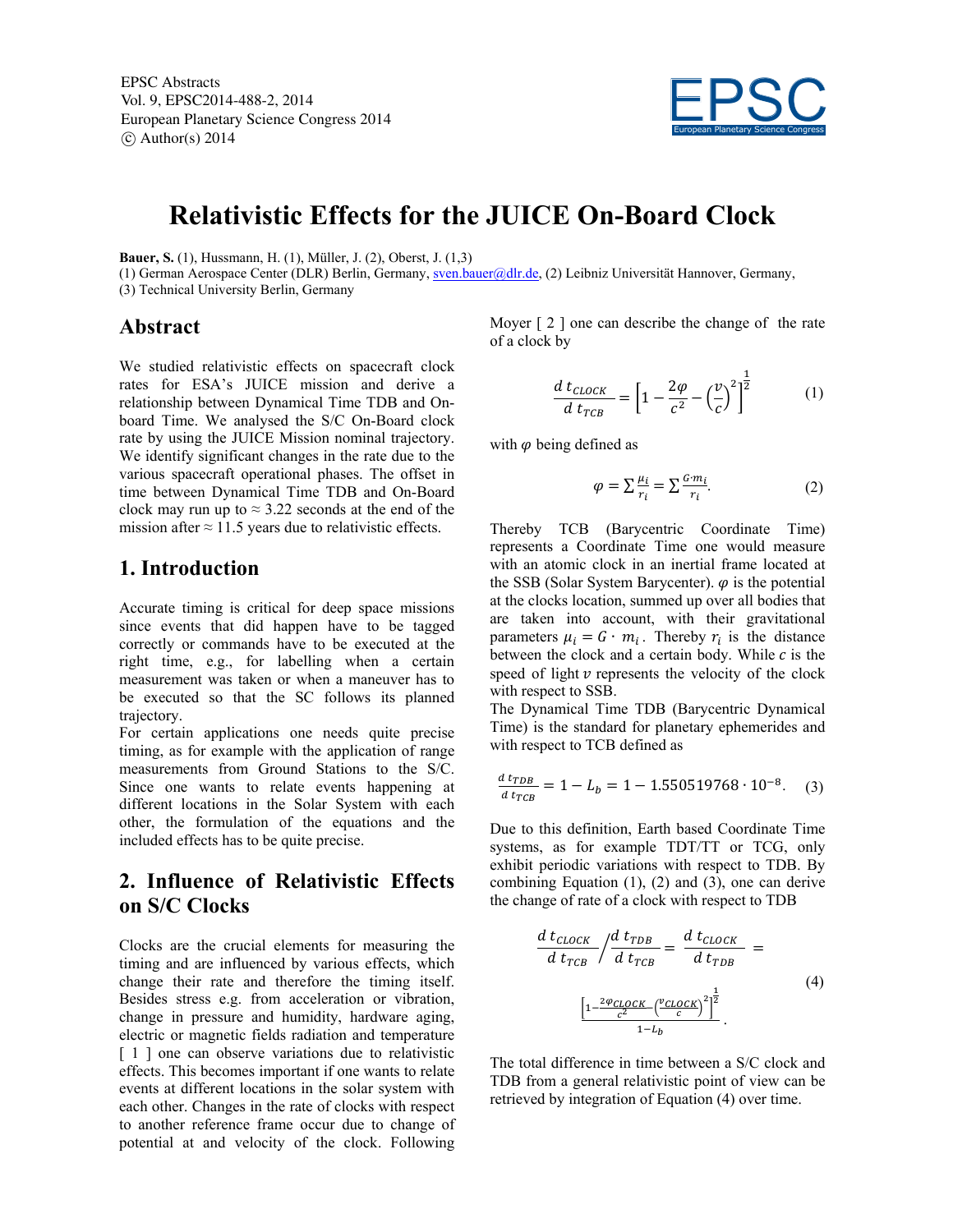# Relativistic Effects for the JUICE On-Board Clock

**Bauer, S.** (1), Hussmann, H. (1), Müller, J. (2), Oberst, J. (1,3)

(1) German Aerospace Center (DLR) Berlin, Germany, sven.bauer@dlr.de, (2) Leibniz Universität Hannover, Germany, (3) Technical University Berlin, Germany

## Abstract

We studied relativistic effects on spacecraft clock rates for ESA's JUICE mission and derive a relationship between Dynamical Time TDB and On-board Time. We analysed the S/C On-Board clock rate by using the JUICE Mission nominal trajectory. We identify significant changes in the rate due to the various spacecraft operational phases. The offset in time between Dynamical Time TDB and On-Board clock may run up to ≈ 3.22 seconds at the end of the mission after ≈ 11.5 years due to relativistic effects.

## 1. Introduction

Accurate timing is critical for deep space missions since events that did happen have to be tagged correctly or commands have to be executed at the right time, e.g., for labelling when a certain measurement was taken or when a maneuver has to be executed so that the SC follows its planned trajectory.

For certain applications one needs quite precise timing, as for example with the application of range measurements from Ground Stations to the S/C. Since one wants to relate events happening at different locations in the Solar System with each other, the formulation of the equations and the included effects has to be quite precise.

## 2. Influence of Relativistic Effects on S/C Clocks

Clocks are the crucial elements for measuring the timing and are influenced by various effects, which change their rate and therefore the timing itself. Besides stress e.g. from acceleration or vibration, change in pressure and humidity, hardware aging, electric or magnetic fields radiation and temperature [ 1 ] one can observe variations due to relativistic effects. This becomes important if one wants to relate events at different locations in the solar system with each other. Changes in the rate of clocks with respect to another reference frame occur due to change of potential at and velocity of the clock. Following Moyer [ 2 ] one can describe the change of the rate of a clock by

$$\frac{d\,t_{CLOCK}}{d\,t_{TCB}} = \left[1 - \frac{2\varphi}{c^2} - \left(\frac{v}{c}\right)^2\right]^{\frac{1}{2}} \tag{1}$$

with $\varphi$ being defined as

$$\varphi = \sum \frac{\mu_i}{r_i} = \sum \frac{G \cdot m_i}{r_i}. \tag{2}$$

Thereby TCB (Barycentric Coordinate Time) represents a Coordinate Time one would measure with an atomic clock in an inertial frame located at the SSB (Solar System Barycenter). $\varphi$ is the potential at the clocks location, summed up over all bodies that are taken into account, with their gravitational parameters $\mu_i = G \cdot m_i$. Thereby $r_i$ is the distance between the clock and a certain body. While $c$ is the speed of light $v$ represents the velocity of the clock with respect to SSB.

The Dynamical Time TDB (Barycentric Dynamical Time) is the standard for planetary ephemerides and with respect to TCB defined as

$$\frac{d\,t_{TDB}}{d\,t_{TCB}} = 1 - L_b = 1 - 1.550519768 \cdot 10^{-8}. \tag{3}$$

Due to this definition, Earth based Coordinate Time systems, as for example TDT/TT or TCG, only exhibit periodic variations with respect to TDB. By combining Equation (1), (2) and (3), one can derive the change of rate of a clock with respect to TDB

$$\frac{d\,t_{CLOCK}}{d\,t_{TCB}} \Big/ \frac{d\,t_{TDB}}{d\,t_{TCB}} = \frac{d\,t_{CLOCK}}{d\,t_{TDB}} = \frac{\left[1 - \frac{2\varphi_{CLOCK}}{c^2} - \left(\frac{v_{CLOCK}}{c}\right)^2\right]^{\frac{1}{2}}}{1 - L_b}. \tag{4}$$

The total difference in time between a S/C clock and TDB from a general relativistic point of view can be retrieved by integration of Equation (4) over time.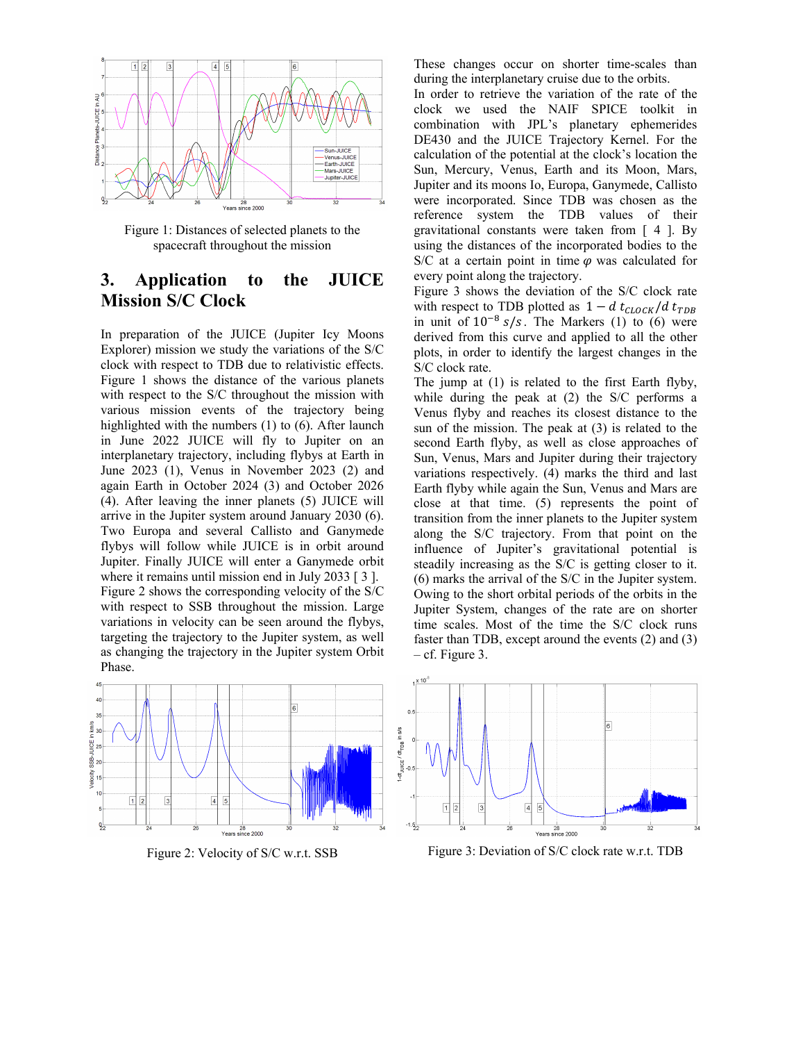1 2 3 4 5 6

Distance Planets-JUICE in AU

Years since 2000

Sun-JUICE
Venus-JUICE
Earth-JUICE
Mars-JUICE
Jupiter-JUICE

Figure 1: Distances of selected planets to the spacecraft throughout the mission

## 3. Application to the JUICE Mission S/C Clock

In preparation of the JUICE (Jupiter Icy Moons Explorer) mission we study the variations of the S/C clock with respect to TDB due to relativistic effects. Figure 1 shows the distance of the various planets with respect to the S/C throughout the mission with various mission events of the trajectory being highlighted with the numbers (1) to (6). After launch in June 2022 JUICE will fly to Jupiter on an interplanetary trajectory, including flybys at Earth in June 2023 (1), Venus in November 2023 (2) and again Earth in October 2024 (3) and October 2026 (4). After leaving the inner planets (5) JUICE will arrive in the Jupiter system around January 2030 (6). Two Europa and several Callisto and Ganymede flybys will follow while JUICE is in orbit around Jupiter. Finally JUICE will enter a Ganymede orbit where it remains until mission end in July 2033 [ 3 ].

Figure 2 shows the corresponding velocity of the S/C with respect to SSB throughout the mission. Large variations in velocity can be seen around the flybys, targeting the trajectory to the Jupiter system, as well as changing the trajectory in the Jupiter system Orbit Phase.

These changes occur on shorter time-scales than during the interplanetary cruise due to the orbits.

In order to retrieve the variation of the rate of the clock we used the NAIF SPICE toolkit in combination with JPL's planetary ephemerides DE430 and the JUICE Trajectory Kernel. For the calculation of the potential at the clock's location the Sun, Mercury, Venus, Earth and its Moon, Mars, Jupiter and its moons Io, Europa, Ganymede, Callisto were incorporated. Since TDB was chosen as the reference system the TDB values of their gravitational constants were taken from [ 4 ]. By using the distances of the incorporated bodies to the S/C at a certain point in time $\varphi$ was calculated for every point along the trajectory.

Figure 3 shows the deviation of the S/C clock rate with respect to TDB plotted as $1 - d\, t_{CLOCK}/d\, t_{TDB}$ in unit of $10^{-8}\, s/s$. The Markers (1) to (6) were derived from this curve and applied to all the other plots, in order to identify the largest changes in the S/C clock rate.

The jump at (1) is related to the first Earth flyby, while during the peak at (2) the S/C performs a Venus flyby and reaches its closest distance to the sun of the mission. The peak at (3) is related to the second Earth flyby, as well as close approaches of Sun, Venus, Mars and Jupiter during their trajectory variations respectively. (4) marks the third and last Earth flyby while again the Sun, Venus and Mars are close at that time. (5) represents the point of transition from the inner planets to the Jupiter system along the S/C trajectory. From that point on the influence of Jupiter's gravitational potential is steadily increasing as the S/C is getting closer to it. (6) marks the arrival of the S/C in the Jupiter system. Owing to the short orbital periods of the orbits in the Jupiter System, changes of the rate are on shorter time scales. Most of the time the S/C clock runs faster than TDB, except around the events (2) and (3) – cf. Figure 3.

Velocity SSB-JUICE in km/s

Years since 2000

Figure 2: Velocity of S/C w.r.t. SSB

x 10^-8

1-dt_JUICE / dt_TDB in s/s

Years since 2000

Figure 3: Deviation of S/C clock rate w.r.t. TDB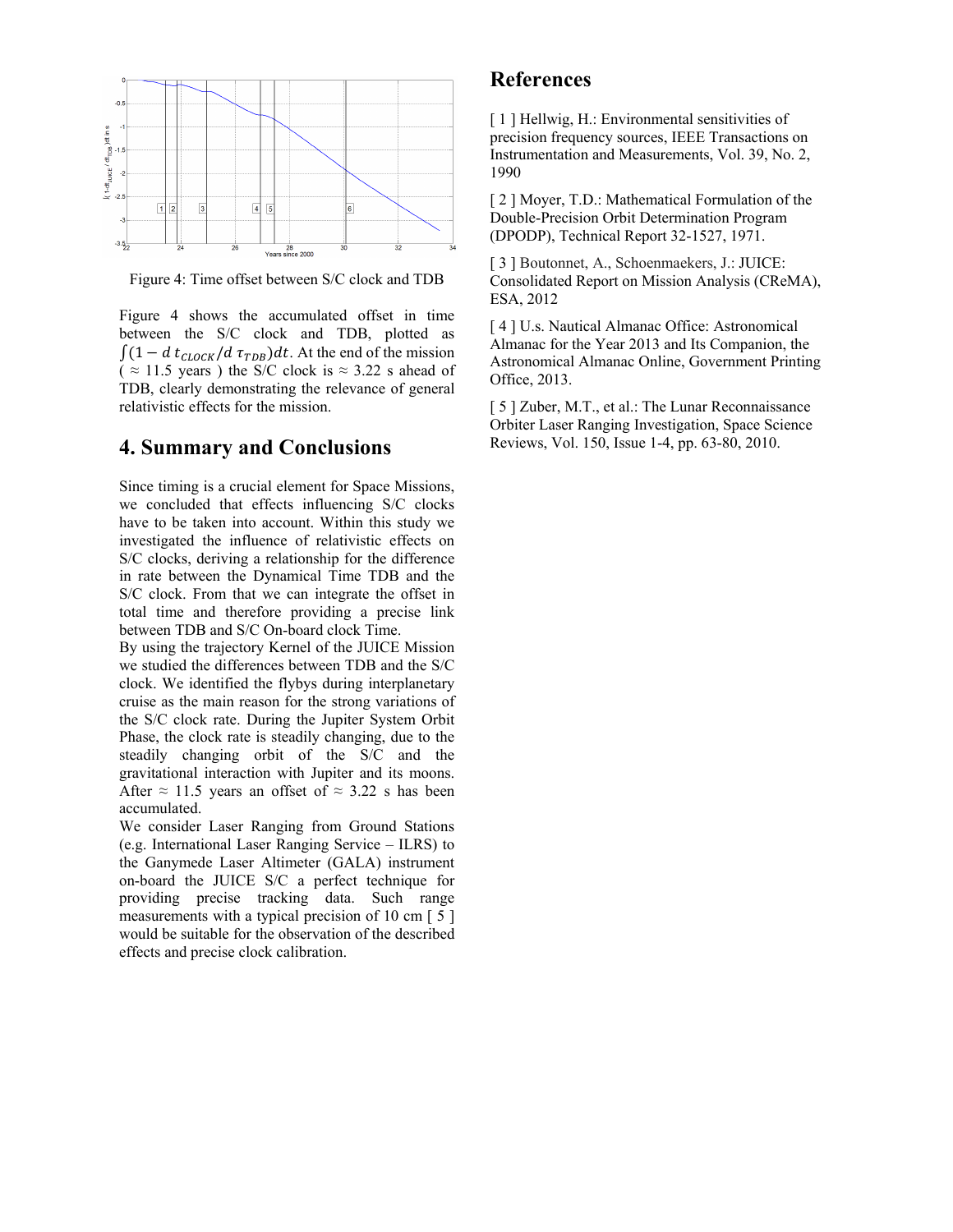0
-0.5
-1
-1.5
-2
-2.5
-3
-3.5

∫( 1-dt_JUICE / dt_TDB )dt in s

22 24 26 28 30 32 34

Years since 2000

1 2 3 4 5 6

Figure 4: Time offset between S/C clock and TDB

Figure 4 shows the accumulated offset in time between the S/C clock and TDB, plotted as $\int(1 - d\,t_{CLOCK}/d\,\tau_{TDB})dt$. At the end of the mission ( $\approx$ 11.5 years ) the S/C clock is $\approx$ 3.22 s ahead of TDB, clearly demonstrating the relevance of general relativistic effects for the mission.

## 4. Summary and Conclusions

Since timing is a crucial element for Space Missions, we concluded that effects influencing S/C clocks have to be taken into account. Within this study we investigated the influence of relativistic effects on S/C clocks, deriving a relationship for the difference in rate between the Dynamical Time TDB and the S/C clock. From that we can integrate the offset in total time and therefore providing a precise link between TDB and S/C On-board clock Time.

By using the trajectory Kernel of the JUICE Mission we studied the differences between TDB and the S/C clock. We identified the flybys during interplanetary cruise as the main reason for the strong variations of the S/C clock rate. During the Jupiter System Orbit Phase, the clock rate is steadily changing, due to the steadily changing orbit of the S/C and the gravitational interaction with Jupiter and its moons. After $\approx$ 11.5 years an offset of $\approx$ 3.22 s has been accumulated.

We consider Laser Ranging from Ground Stations (e.g. International Laser Ranging Service – ILRS) to the Ganymede Laser Altimeter (GALA) instrument on-board the JUICE S/C a perfect technique for providing precise tracking data. Such range measurements with a typical precision of 10 cm [ 5 ] would be suitable for the observation of the described effects and precise clock calibration.

## References

[ 1 ] Hellwig, H.: Environmental sensitivities of precision frequency sources, IEEE Transactions on Instrumentation and Measurements, Vol. 39, No. 2, 1990

[ 2 ] Moyer, T.D.: Mathematical Formulation of the Double-Precision Orbit Determination Program (DPODP), Technical Report 32-1527, 1971.

[ 3 ] Boutonnet, A., Schoenmaekers, J.: JUICE: Consolidated Report on Mission Analysis (CReMA), ESA, 2012

[ 4 ] U.s. Nautical Almanac Office: Astronomical Almanac for the Year 2013 and Its Companion, the Astronomical Almanac Online, Government Printing Office, 2013.

[ 5 ] Zuber, M.T., et al.: The Lunar Reconnaissance Orbiter Laser Ranging Investigation, Space Science Reviews, Vol. 150, Issue 1-4, pp. 63-80, 2010.